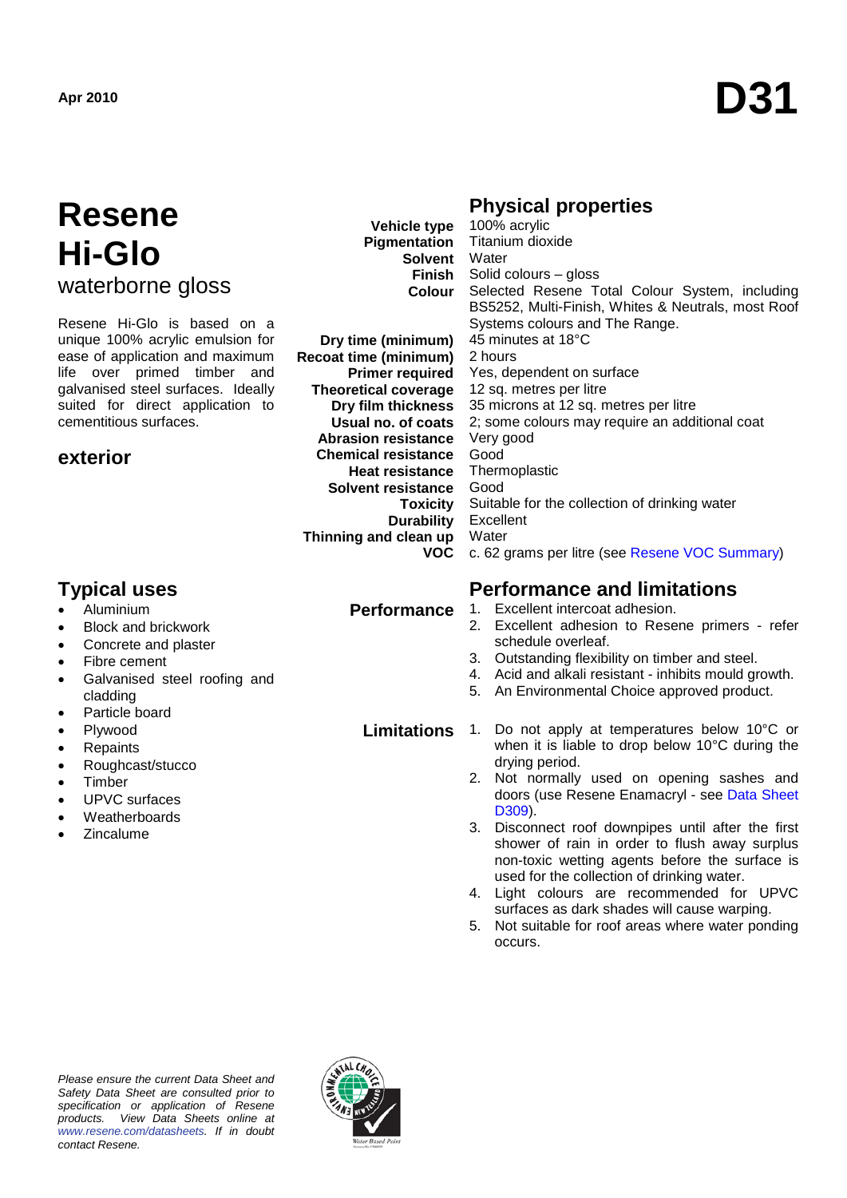Apr 2010

# D31

# Resene Hi-Glo

## waterborne gloss

Resene Hi-Glo is based on a unique 100% acrylic emulsion for ease of application and maximum life over primed timber and galvanised steel surfaces. Ideally suited for direct application to cementitious surfaces.

## exterior

## Physical properties

| | |
|---|---|
| **Vehicle type** | 100% acrylic |
| **Pigmentation** | Titanium dioxide |
| **Solvent** | Water |
| **Finish** | Solid colours – gloss |
| **Colour** | Selected Resene Total Colour System, including BS5252, Multi-Finish, Whites & Neutrals, most Roof Systems colours and The Range. |
| **Dry time (minimum)** | 45 minutes at 18°C |
| **Recoat time (minimum)** | 2 hours |
| **Primer required** | Yes, dependent on surface |
| **Theoretical coverage** | 12 sq. metres per litre |
| **Dry film thickness** | 35 microns at 12 sq. metres per litre |
| **Usual no. of coats** | 2; some colours may require an additional coat |
| **Abrasion resistance** | Very good |
| **Chemical resistance** | Good |
| **Heat resistance** | Thermoplastic |
| **Solvent resistance** | Good |
| **Toxicity** | Suitable for the collection of drinking water |
| **Durability** | Excellent |
| **Thinning and clean up** | Water |
| **VOC** | c. 62 grams per litre (see Resene VOC Summary) |

## Typical uses

- Aluminium
- Block and brickwork
- Concrete and plaster
- Fibre cement
- Galvanised steel roofing and cladding
- Particle board
- Plywood
- Repairs
- Roughcast/stucco
- Timber
- UPVC surfaces
- Weatherboards
- Zincalume

## Performance and limitations

### Performance

1. Excellent intercoat adhesion.
2. Excellent adhesion to Resene primers - refer schedule overleaf.
3. Outstanding flexibility on timber and steel.
4. Acid and alkali resistant - inhibits mould growth.
5. An Environmental Choice approved product.

### Limitations

1. Do not apply at temperatures below 10°C or when it is liable to drop below 10°C during the drying period.
2. Not normally used on opening sashes and doors (use Resene Enamacryl - see Data Sheet D309).
3. Disconnect roof downpipes until after the first shower of rain in order to flush away surplus non-toxic wetting agents before the surface is used for the collection of drinking water.
4. Light colours are recommended for UPVC surfaces as dark shades will cause warping.
5. Not suitable for roof areas where water ponding occurs.

*Please ensure the current Data Sheet and Safety Data Sheet are consulted prior to specification or application of Resene products. View Data Sheets online at www.resene.com/datasheets. If in doubt contact Resene.*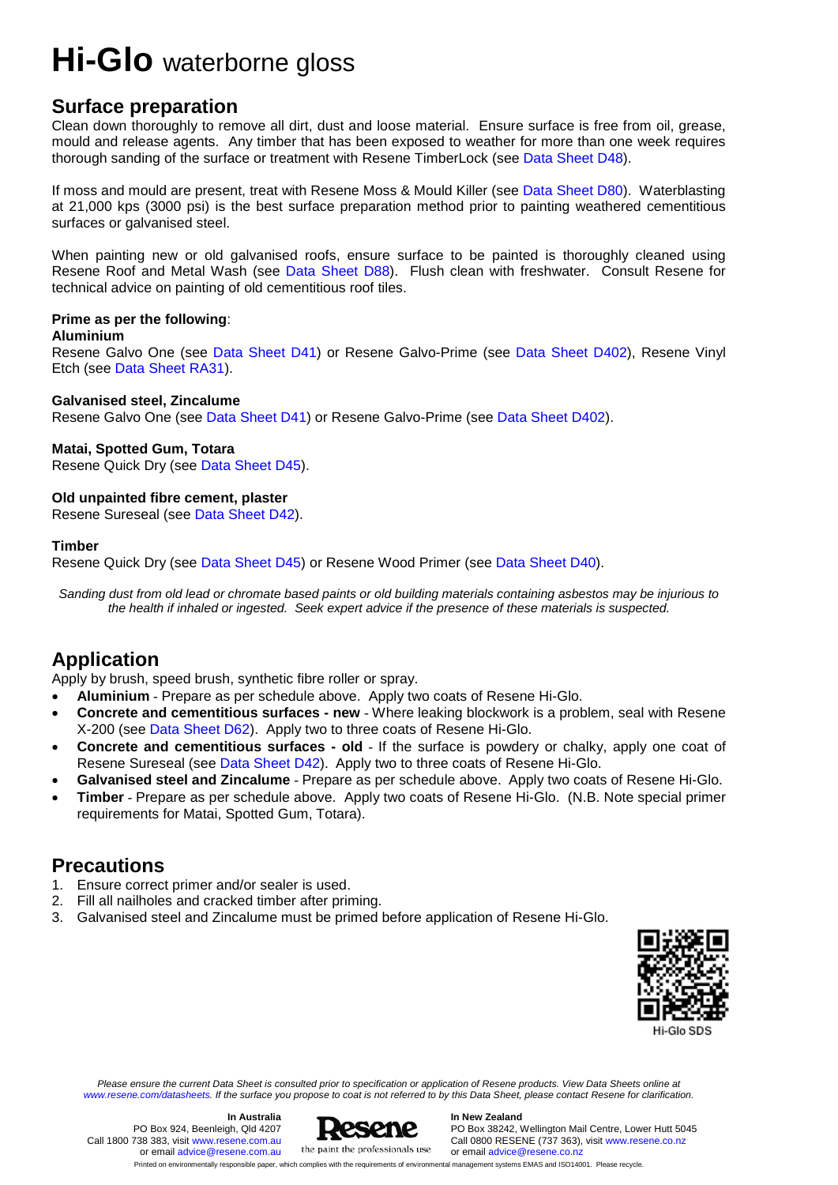# Hi-Glo waterborne gloss

## Surface preparation

Clean down thoroughly to remove all dirt, dust and loose material. Ensure surface is free from oil, grease, mould and release agents. Any timber that has been exposed to weather for more than one week requires thorough sanding of the surface or treatment with Resene TimberLock (see Data Sheet D48).

If moss and mould are present, treat with Resene Moss & Mould Killer (see Data Sheet D80). Waterblasting at 21,000 kps (3000 psi) is the best surface preparation method prior to painting weathered cementitious surfaces or galvanised steel.

When painting new or old galvanised roofs, ensure surface to be painted is thoroughly cleaned using Resene Roof and Metal Wash (see Data Sheet D88). Flush clean with freshwater. Consult Resene for technical advice on painting of old cementitious roof tiles.

**Prime as per the following**:

**Aluminium**
Resene Galvo One (see Data Sheet D41) or Resene Galvo-Prime (see Data Sheet D402), Resene Vinyl Etch (see Data Sheet RA31).

**Galvanised steel, Zincalume**
Resene Galvo One (see Data Sheet D41) or Resene Galvo-Prime (see Data Sheet D402).

**Matai, Spotted Gum, Totara**
Resene Quick Dry (see Data Sheet D45).

**Old unpainted fibre cement, plaster**
Resene Sureseal (see Data Sheet D42).

**Timber**
Resene Quick Dry (see Data Sheet D45) or Resene Wood Primer (see Data Sheet D40).

*Sanding dust from old lead or chromate based paints or old building materials containing asbestos may be injurious to the health if inhaled or ingested. Seek expert advice if the presence of these materials is suspected.*

## Application

Apply by brush, speed brush, synthetic fibre roller or spray.

- **Aluminium** - Prepare as per schedule above. Apply two coats of Resene Hi-Glo.
- **Concrete and cementitious surfaces - new** - Where leaking blockwork is a problem, seal with Resene X-200 (see Data Sheet D62). Apply two to three coats of Resene Hi-Glo.
- **Concrete and cementitious surfaces - old** - If the surface is powdery or chalky, apply one coat of Resene Sureseal (see Data Sheet D42). Apply two to three coats of Resene Hi-Glo.
- **Galvanised steel and Zincalume** - Prepare as per schedule above. Apply two coats of Resene Hi-Glo.
- **Timber** - Prepare as per schedule above. Apply two coats of Resene Hi-Glo. (N.B. Note special primer requirements for Matai, Spotted Gum, Totara).

## Precautions

1. Ensure correct primer and/or sealer is used.
2. Fill all nailholes and cracked timber after priming.
3. Galvanised steel and Zincalume must be primed before application of Resene Hi-Glo.

Hi-Glo SDS

*Please ensure the current Data Sheet is consulted prior to specification or application of Resene products. View Data Sheets online at www.resene.com/datasheets. If the surface you propose to coat is not referred to by this Data Sheet, please contact Resene for clarification.*

**In Australia**
PO Box 924, Beenleigh, Qld 4207
Call 1800 738 383, visit www.resene.com.au
or email advice@resene.com.au

Resene
the paint the professionals use

**In New Zealand**
PO Box 38242, Wellington Mail Centre, Lower Hutt 5045
Call 0800 RESENE (737 363), visit www.resene.co.nz
or email advice@resene.co.nz

Printed on environmentally responsible paper, which complies with the requirements of environmental management systems EMAS and ISO14001. Please recycle.